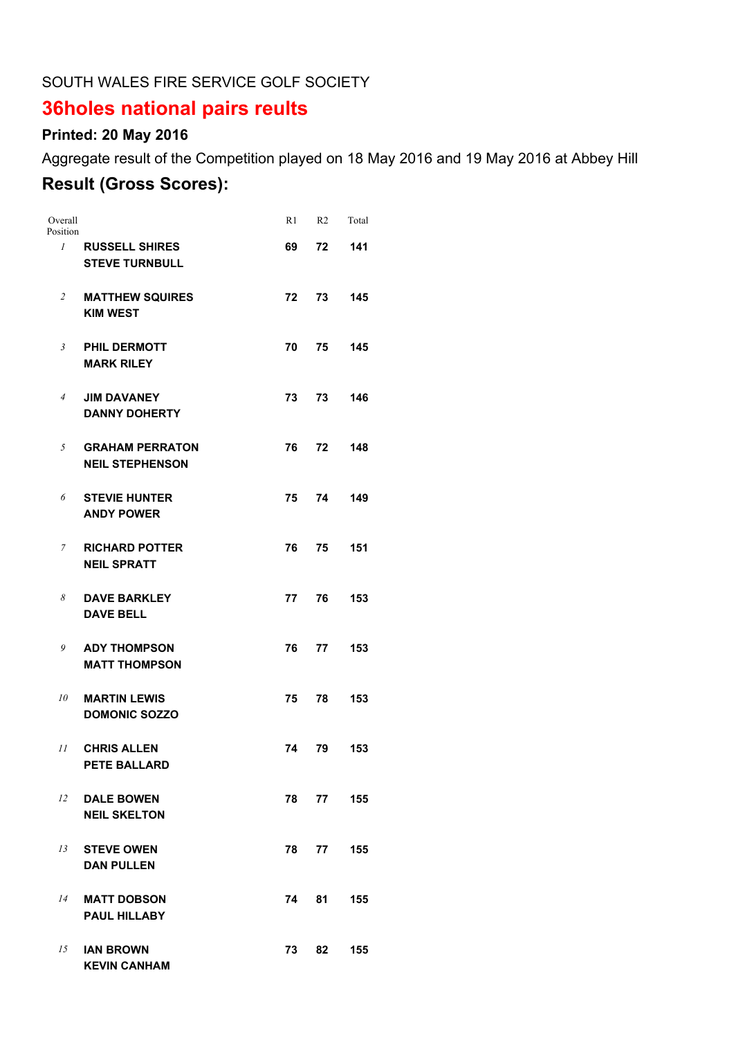SOUTH WALES FIRE SERVICE GOLF SOCIETY

# 36holes national pairs reults

### Printed: 20 May 2016

Aggregate result of the Competition played on 18 May 2016 and 19 May 2016 at Abbey Hill

## Result (Gross Scores):

| Overall Position | | R1 | R2 | Total |
|---|---|---|---|---|
| *1* | **RUSSELL SHIRES**<br>**STEVE TURNBULL** | **69** | **72** | **141** |
| *2* | **MATTHEW SQUIRES**<br>**KIM WEST** | **72** | **73** | **145** |
| *3* | **PHIL DERMOTT**<br>**MARK RILEY** | **70** | **75** | **145** |
| *4* | **JIM DAVANEY**<br>**DANNY DOHERTY** | **73** | **73** | **146** |
| *5* | **GRAHAM PERRATON**<br>**NEIL STEPHENSON** | **76** | **72** | **148** |
| *6* | **STEVIE HUNTER**<br>**ANDY POWER** | **75** | **74** | **149** |
| *7* | **RICHARD POTTER**<br>**NEIL SPRATT** | **76** | **75** | **151** |
| *8* | **DAVE BARKLEY**<br>**DAVE BELL** | **77** | **76** | **153** |
| *9* | **ADY THOMPSON**<br>**MATT THOMPSON** | **76** | **77** | **153** |
| *10* | **MARTIN LEWIS**<br>**DOMONIC SOZZO** | **75** | **78** | **153** |
| *11* | **CHRIS ALLEN**<br>**PETE BALLARD** | **74** | **79** | **153** |
| *12* | **DALE BOWEN**<br>**NEIL SKELTON** | **78** | **77** | **155** |
| *13* | **STEVE OWEN**<br>**DAN PULLEN** | **78** | **77** | **155** |
| *14* | **MATT DOBSON**<br>**PAUL HILLABY** | **74** | **81** | **155** |
| *15* | **IAN BROWN**<br>**KEVIN CANHAM** | **73** | **82** | **155** |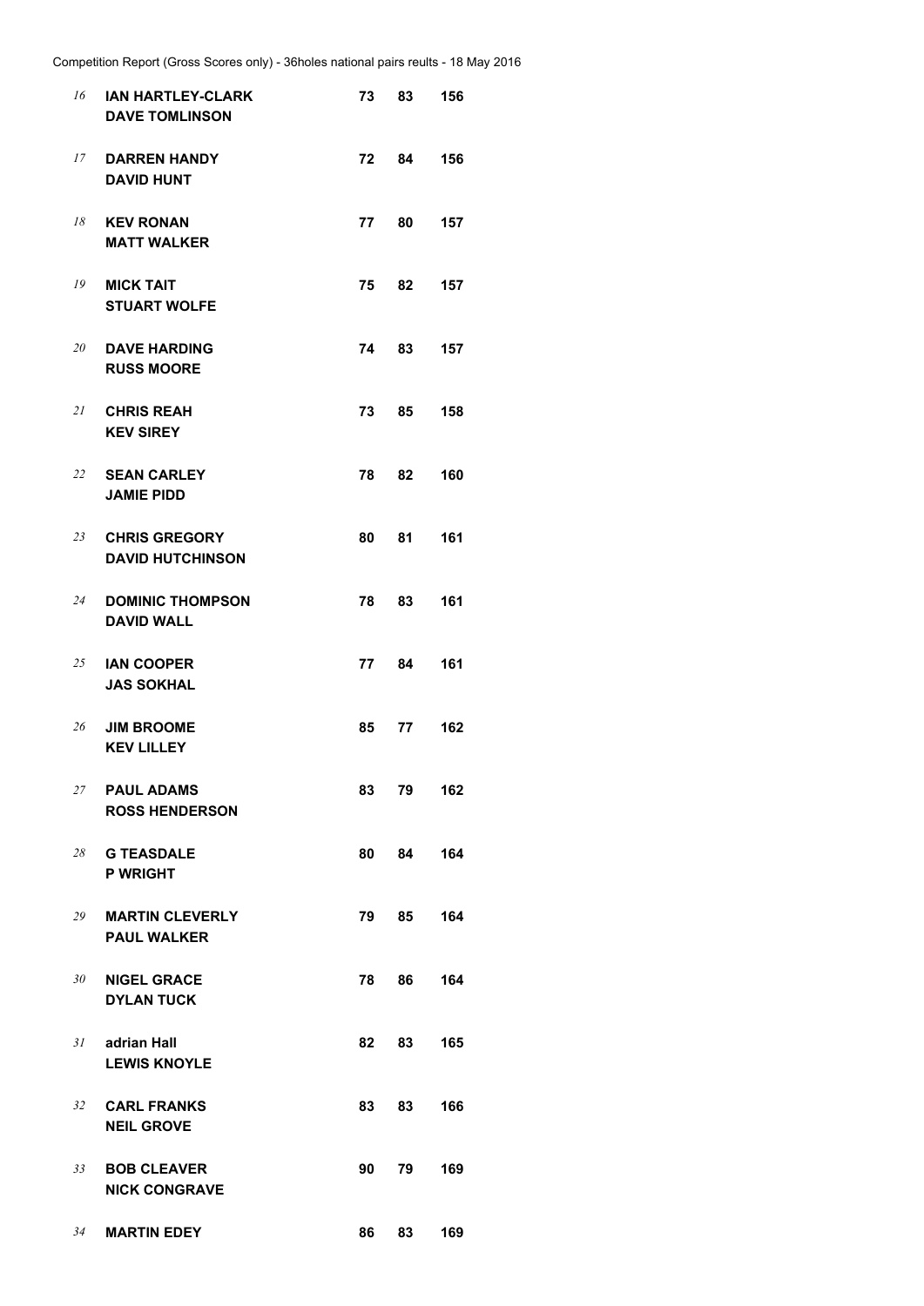| Pos | Players | R1 | R2 | Total |
|---|---|---|---|---|
| 16 | **IAN HARTLEY-CLARK**<br>**DAVE TOMLINSON** | 73 | 83 | 156 |
| 17 | **DARREN HANDY**<br>**DAVID HUNT** | 72 | 84 | 156 |
| 18 | **KEV RONAN**<br>**MATT WALKER** | 77 | 80 | 157 |
| 19 | **MICK TAIT**<br>**STUART WOLFE** | 75 | 82 | 157 |
| 20 | **DAVE HARDING**<br>**RUSS MOORE** | 74 | 83 | 157 |
| 21 | **CHRIS REAH**<br>**KEV SIREY** | 73 | 85 | 158 |
| 22 | **SEAN CARLEY**<br>**JAMIE PIDD** | 78 | 82 | 160 |
| 23 | **CHRIS GREGORY**<br>**DAVID HUTCHINSON** | 80 | 81 | 161 |
| 24 | **DOMINIC THOMPSON**<br>**DAVID WALL** | 78 | 83 | 161 |
| 25 | **IAN COOPER**<br>**JAS SOKHAL** | 77 | 84 | 161 |
| 26 | **JIM BROOME**<br>**KEV LILLEY** | 85 | 77 | 162 |
| 27 | **PAUL ADAMS**<br>**ROSS HENDERSON** | 83 | 79 | 162 |
| 28 | **G TEASDALE**<br>**P WRIGHT** | 80 | 84 | 164 |
| 29 | **MARTIN CLEVERLY**<br>**PAUL WALKER** | 79 | 85 | 164 |
| 30 | **NIGEL GRACE**<br>**DYLAN TUCK** | 78 | 86 | 164 |
| 31 | **adrian Hall**<br>**LEWIS KNOYLE** | 82 | 83 | 165 |
| 32 | **CARL FRANKS**<br>**NEIL GROVE** | 83 | 83 | 166 |
| 33 | **BOB CLEAVER**<br>**NICK CONGRAVE** | 90 | 79 | 169 |
| 34 | **MARTIN EDEY** | 86 | 83 | 169 |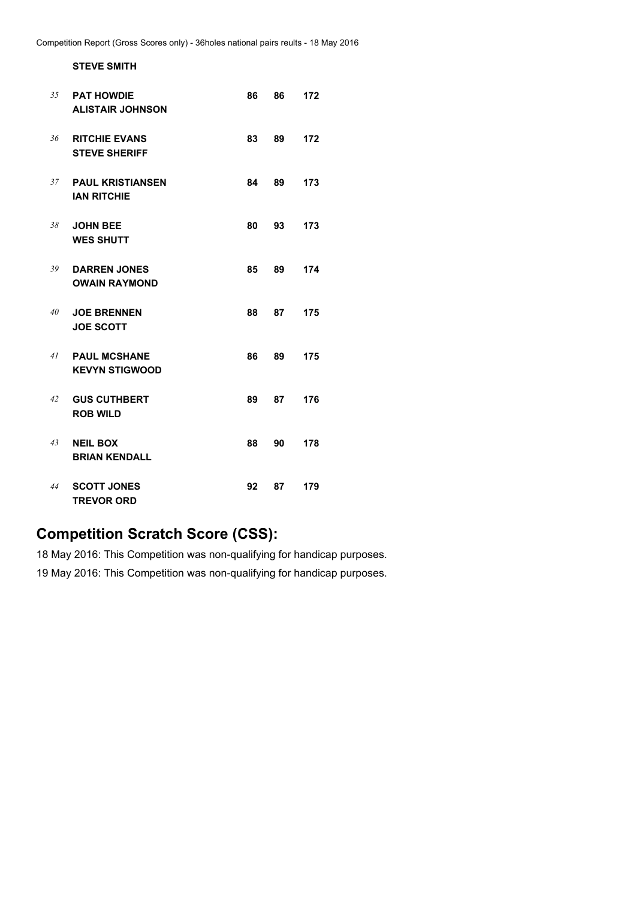| | | | | |
|---|---|---|---|---|
| | **STEVE SMITH** | | | |
| *35* | **PAT HOWDIE**<br>**ALISTAIR JOHNSON** | **86** | **86** | **172** |
| *36* | **RITCHIE EVANS**<br>**STEVE SHERIFF** | **83** | **89** | **172** |
| *37* | **PAUL KRISTIANSEN**<br>**IAN RITCHIE** | **84** | **89** | **173** |
| *38* | **JOHN BEE**<br>**WES SHUTT** | **80** | **93** | **173** |
| *39* | **DARREN JONES**<br>**OWAIN RAYMOND** | **85** | **89** | **174** |
| *40* | **JOE BRENNEN**<br>**JOE SCOTT** | **88** | **87** | **175** |
| *41* | **PAUL MCSHANE**<br>**KEVYN STIGWOOD** | **86** | **89** | **175** |
| *42* | **GUS CUTHBERT**<br>**ROB WILD** | **89** | **87** | **176** |
| *43* | **NEIL BOX**<br>**BRIAN KENDALL** | **88** | **90** | **178** |
| *44* | **SCOTT JONES**<br>**TREVOR ORD** | **92** | **87** | **179** |

## Competition Scratch Score (CSS):

18 May 2016: This Competition was non-qualifying for handicap purposes.

19 May 2016: This Competition was non-qualifying for handicap purposes.